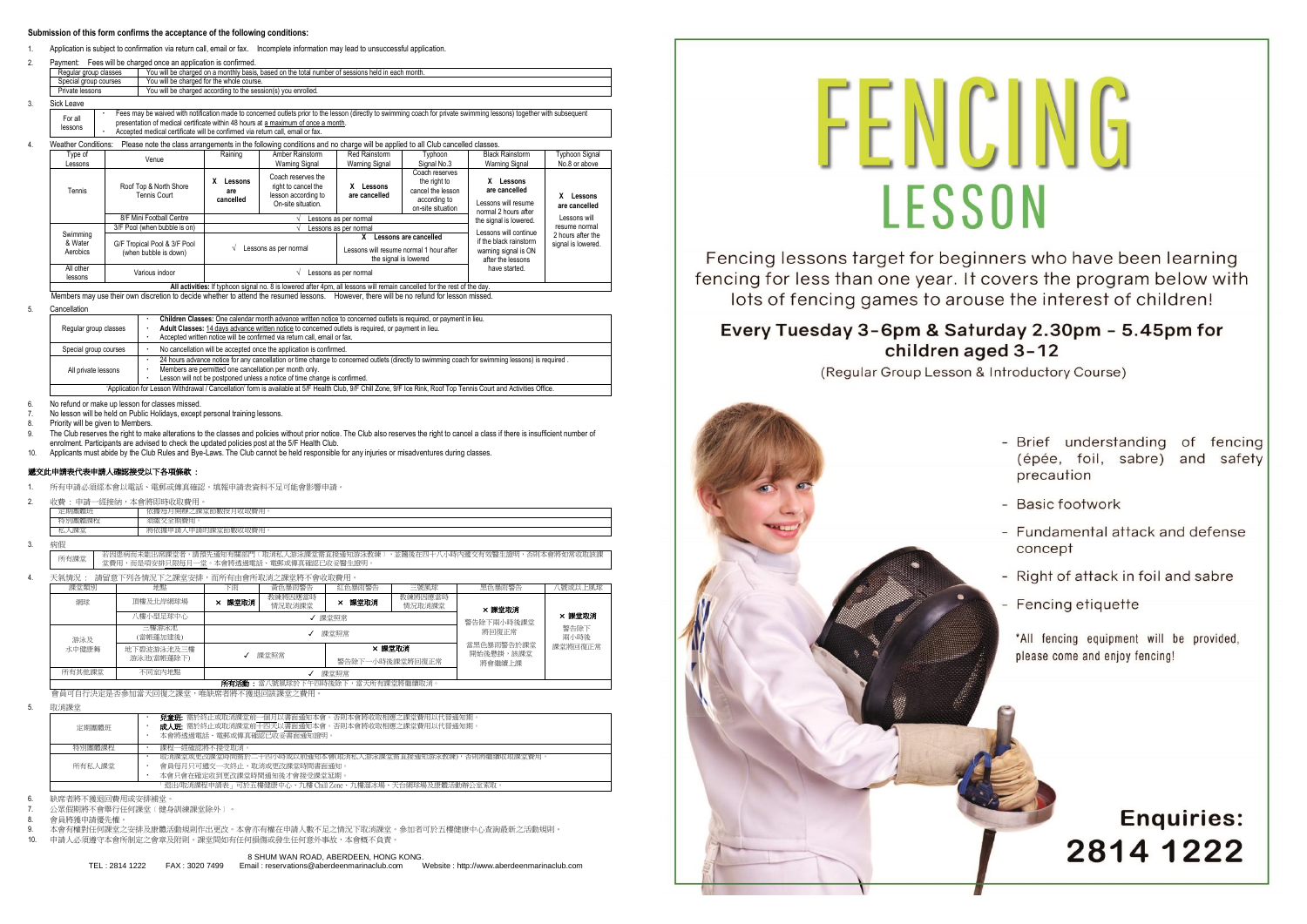**Submission of this form confirms the acceptance of the following conditions:**

1. Application is subject to confirmation via return call, email or fax. Incomplete information may lead to unsuccessful application.
2. Payment: Fees will be charged once an application is confirmed.

| | |
|---|---|
| Regular group classes | You will be charged on a monthly basis, based on the total number of sessions held in each month. |
| Special group courses | You will be charged for the whole course. |
| Private lessons | You will be charged according to the session(s) you enrolled. |

3. Sick Leave

| | |
|---|---|
| For all lessons | • Fees may be waived with notification made to concerned outlets prior to the lesson (directly to swimming coach for private swimming lessons) together with subsequent presentation of medical certificate within 48 hours at a maximum of once a month. • Accepted medical certificate will be confirmed via return call, email or fax. |

4. Weather Conditions: Please note the class arrangements in the following conditions and no charge will be applied to all Club cancelled classes.

| Type of Lessons | Venue | Raining | Amber Rainstorm Warning Signal | Red Rainstorm Warning Signal | Typhoon Signal No.3 | Black Rainstorm Warning Signal | Typhoon Signal No.8 or above |
|---|---|---|---|---|---|---|---|
| Tennis | Roof Top & North Shore Tennis Court | X Lessons are cancelled | Coach reserves the right to cancel the lesson according to On-site situation. | X Lessons are cancelled | Coach reserves the right to cancel the lesson according to on-site situation | X Lessons are cancelled. Lessons will resume normal 2 hours after the signal is lowered. Lessons will continue if the black rainstorm warning signal is ON after the lessons have started. | X Lessons are cancelled. Lessons will resume normal 2 hours after the signal is lowered. |
| | 8/F Mini Football Centre | √ Lessons as per normal | | | | | |
| Swimming & Water Aerobics | 3/F Pool (when bubble is on) | √ Lessons as per normal | | | | | |
| | G/F Tropical Pool & 3/F Pool (when bubble is down) | √ Lessons as per normal | | X Lessons are cancelled. Lessons will resume normal 1 hour after the signal is lowered | | | |
| All other lessons | Various indoor | √ Lessons as per normal | | | | | |

**All activities:** If typhoon signal no. 8 is lowered after 4pm, all lessons will remain cancelled for the rest of the day.

Members may use their own discretion to decide whether to attend the resumed lessons. However, there will be no refund for lesson missed.

5. Cancellation

| | |
|---|---|
| Regular group classes | • **Children Classes:** One calendar month advance written notice to concerned outlets is required, or payment in lieu. • **Adult Classes:** 14 days advance written notice to concerned outlets is required, or payment in lieu. • Accepted written notice will be confirmed via return call, email or fax. |
| Special group courses | • No cancellation will be accepted once the application is confirmed. |
| All private lessons | • 24 hours advance notice for any cancellation or time change to concerned outlets (directly to swimming coach for swimming lessons) is required . • Members are permitted one cancellation per month only. • Lesson will not be postponed unless a notice of time change is confirmed. |

'Application for Lesson Withdrawal / Cancellation' form is available at 5/F Health Club, 9/F Chill Zone, 9/F Ice Rink, Roof Top Tennis Court and Activities Office.

6. No refund or make up lesson for classes missed.
7. No lesson will be held on Public Holidays, except personal training lessons.
8. Priority will be given to Members.
9. The Club reserves the right to make alterations to the classes and policies without prior notice. The Club also reserves the right to cancel a class if there is insufficient number of enrolment. Participants are advised to check the updated policies post at the 5/F Health Club.
10. Applicants must abide by the Club Rules and Bye-Laws. The Club cannot be held responsible for any injuries or misadventures during classes.

**遞交此申請表代表申請人確認接受以下各項條款：**

1. 所有申請必須經本會以電話、電郵或傳真確認，填報申請表資料不足可能會影響申請。
2. 收費：申請一經接納，本會將即時收取費用。

| | |
|---|---|
| 定期團體班 | 依據每月開辦之課堂節數按月收取費用。 |
| 特別團體課程 | 須繳交全期費用。 |
| 私人課堂 | 將依據申請人申請的課堂節數收取費用。 |

3. 病假

| | |
|---|---|
| 所有課堂 | 若因患病而未能出席課堂者，請預先通知有關部門（取消私人游泳課堂需直接通知游泳教練），並隨後在四十八小時內遞交有效醫生證明，否則本會將如常收取該課堂費用，而是項安排只限每月一堂。本會將透過電話、電郵或傳真確認已收妥醫生證明。 |

4. 天氣情況：請留意下列各情況下之課堂安排，而所有由會所取消之課堂將不會收取費用。

| 課堂類別 | 地點 | 下雨 | 黃色暴雨警告 | 紅色暴雨警告 | 三號風球 | 黑色暴雨警告 | 八號或以上風球 |
|---|---|---|---|---|---|---|---|
| 網球 | 頂樓及北岸網球場 | × 課堂取消 | 教練將因應當時情況取消課堂 | × 課堂取消 | 教練將因應當時情況取消課堂 | × 課堂取消。警告除下兩小時後課堂將回復正常。當黑色暴雨警告於課堂開始後懸掛，該課堂將會繼續上課 | × 課堂取消。警告除下兩小時後課堂將回復正常 |
| | 八樓小型足球中心 | ✓ 課堂照常 | | | | | |
| 游泳及水中健身舞 | 三樓游泳池（當帳篷加建後） | ✓ 課堂照常 | | | | | |
| | 地下熱帶游泳池及三樓游泳池（當帳篷除下） | ✓ 課堂照常 | | × 課堂取消。警告除下一小時後課堂將回復正常 | | | |
| 所有其他課堂 | 不同室內地點 | ✓ 課堂照常 | | | | | |

**所有活動：**當八號風球於下午四時後除下，當天所有課堂將繼續取消。

會員可自行決定是否參加當天回復之課堂，唯缺席者將不獲退回該課堂之費用。

5. 取消課堂

| | |
|---|---|
| 定期團體班 | • **兒童班：**需於終止或取消課堂前一個月以書面通知本會，否則本會將收取相應之課堂費用以代替通知期。 • **成人班：**需於終止或取消課堂前十四天以書面通知本會，否則本會將收取相應之課堂費用以代替通知期。 • 本會將透過電話、電郵或傳真確認已收妥書面通知證明。 |
| 特別團體課程 | • 課程一經確認將不接受取消。 |
| 所有私人課堂 | • 取消課堂或更改課堂時間需於二十四小時或以前通知本會(取消私人游泳課堂需直接通知游泳教練)，否則將繼續收取課堂費用。 • 會員每月只可遞交一次終止、取消或更改課堂時間書面通知。 • 本會只會在確定收到更改課堂時間通知後才會接受課堂延期。 |

「退出/取消課程申請表」可於五樓健身中心、九樓 Chill Zone、九樓溜冰場、天台網球場及康體活動辦公室索取。

6. 缺席者將不獲退回費用或安排補堂。
7. 公眾假期將不會舉行任何課堂（健身訓練課堂除外）。
8. 會員將獲申請優先權。
9. 本會有權對任何課堂之安排及康體活動規則作出更改。本會亦有權在申請人數不足之情況下取消課堂。參加者可於五樓健康中心查詢最新之活動規則。
10. 申請人必須遵守本會所制定之會章及附則，課堂間如有任何損傷或發生任何意外事故，本會概不負責。

8 SHUM WAN ROAD, ABERDEEN, HONG KONG.

TEL : 2814 1222 FAX : 3020 7499 Email : reservations@aberdeenmarinaclub.com Website : http://www.aberdeenmarinaclub.com

# FENCING LESSON

Fencing lessons target for beginners who have been learning fencing for less than one year. It covers the program below with lots of fencing games to arouse the interest of children!

## Every Tuesday 3-6pm & Saturday 2.30pm - 5.45pm for children aged 3-12

(Regular Group Lesson & Introductory Course)

- Brief understanding of fencing (épée, foil, sabre) and safety precaution
- Basic footwork
- Fundamental attack and defense concept
- Right of attack in foil and sabre
- Fencing etiquette

*All fencing equipment will be provided, please come and enjoy fencing!

**Enquiries: 2814 1222**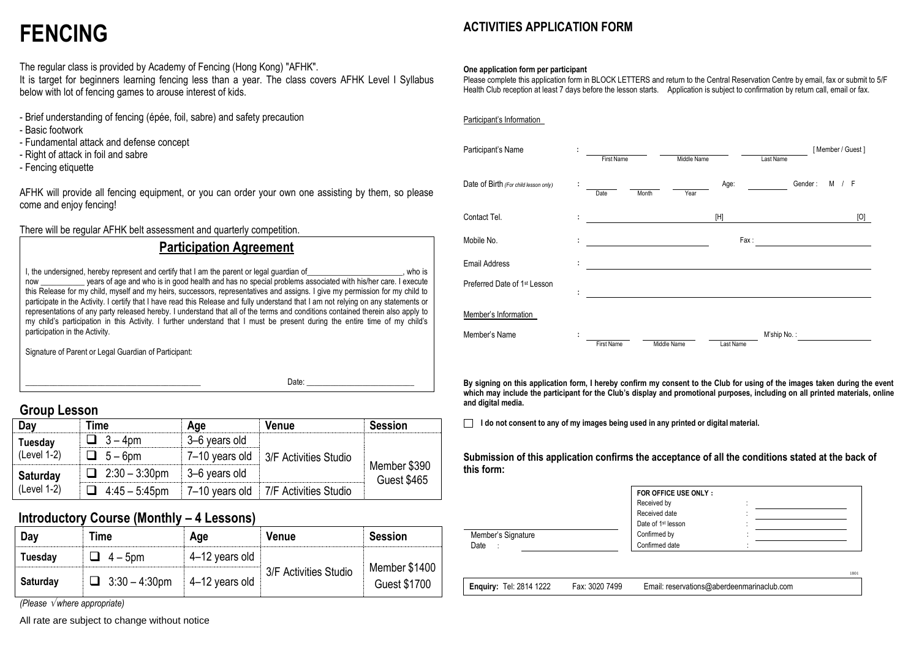# FENCING

The regular class is provided by Academy of Fencing (Hong Kong) "AFHK".
It is target for beginners learning fencing less than a year. The class covers AFHK Level I Syllabus below with lot of fencing games to arouse interest of kids.

- Brief understanding of fencing (épée, foil, sabre) and safety precaution
- Basic footwork
- Fundamental attack and defense concept
- Right of attack in foil and sabre
- Fencing etiquette

AFHK will provide all fencing equipment, or you can order your own one assisting by them, so please come and enjoy fencing!

There will be regular AFHK belt assessment and quarterly competition.

## Participation Agreement

I, the undersigned, hereby represent and certify that I am the parent or legal guardian of________________________, who is now ___________ years of age and who is in good health and has no special problems associated with his/her care. I execute this Release for my child, myself and my heirs, successors, representatives and assigns. I give my permission for my child to participate in the Activity. I certify that I have read this Release and fully understand that I am not relying on any statements or representations of any party released hereby. I understand that all of the terms and conditions contained therein also apply to my child's participation in this Activity. I further understand that I must be present during the entire time of my child's participation in the Activity.

Signature of Parent or Legal Guardian of Participant:

________________________________________ Date: __________________________

## Group Lesson

| Day | Time | Age | Venue | Session |
|---|---|---|---|---|
| Tuesday (Level 1-2) | ❑ 3 – 4pm | 3–6 years old | 3/F Activities Studio | Member $390 Guest $465 |
| | ❑ 5 – 6pm | 7–10 years old | | |
| Saturday (Level 1-2) | ❑ 2:30 – 3:30pm | 3–6 years old | | |
| | ❑ 4:45 – 5:45pm | 7–10 years old | 7/F Activities Studio | |

## Introductory Course (Monthly – 4 Lessons)

| Day | Time | Age | Venue | Session |
|---|---|---|---|---|
| Tuesday | ❑ 4 – 5pm | 4–12 years old | 3/F Activities Studio | Member $1400 Guest $1700 |
| Saturday | ❑ 3:30 – 4:30pm | 4–12 years old | | |

*(Please √ where appropriate)*

All rate are subject to change without notice

## ACTIVITIES APPLICATION FORM

**One application form per participant**
Please complete this application form in BLOCK LETTERS and return to the Central Reservation Centre by email, fax or submit to 5/F Health Club reception at least 7 days before the lesson starts. Application is subject to confirmation by return call, email or fax.

Participant's Information

Participant's Name : ____________ ____________ ____________ [ Member / Guest ]
First Name Middle Name Last Name

Date of Birth *(For child lesson only)* : ______ ______ ______ Age: ________ Gender : M / F
Date Month Year

Contact Tel. : ____________________ [H] ____________________ [O]

Mobile No. : ____________________ Fax : ____________________

Email Address : ________________________________________

Preferred Date of 1st Lesson : ________________________________________

Member's Information

Member's Name : ____________ ____________ ____________ M'ship No. : ____________
First Name Middle Name Last Name

**By signing on this application form, I hereby confirm my consent to the Club for using of the images taken during the event which may include the participant for the Club's display and promotional purposes, including on all printed materials, online and digital media.**

☐ **I do not consent to any of my images being used in any printed or digital material.**

**Submission of this application confirms the acceptance of all the conditions stated at the back of this form:**

____________________
Member's Signature
Date : ______________

**FOR OFFICE USE ONLY :**
Received by : ______________
Received date : ______________
Date of 1st lesson : ______________
Confirmed by : ______________
Confirmed date : ______________

1801

**Enquiry:** Tel: 2814 1222 Fax: 3020 7499 Email: reservations@aberdeenmarinaclub.com